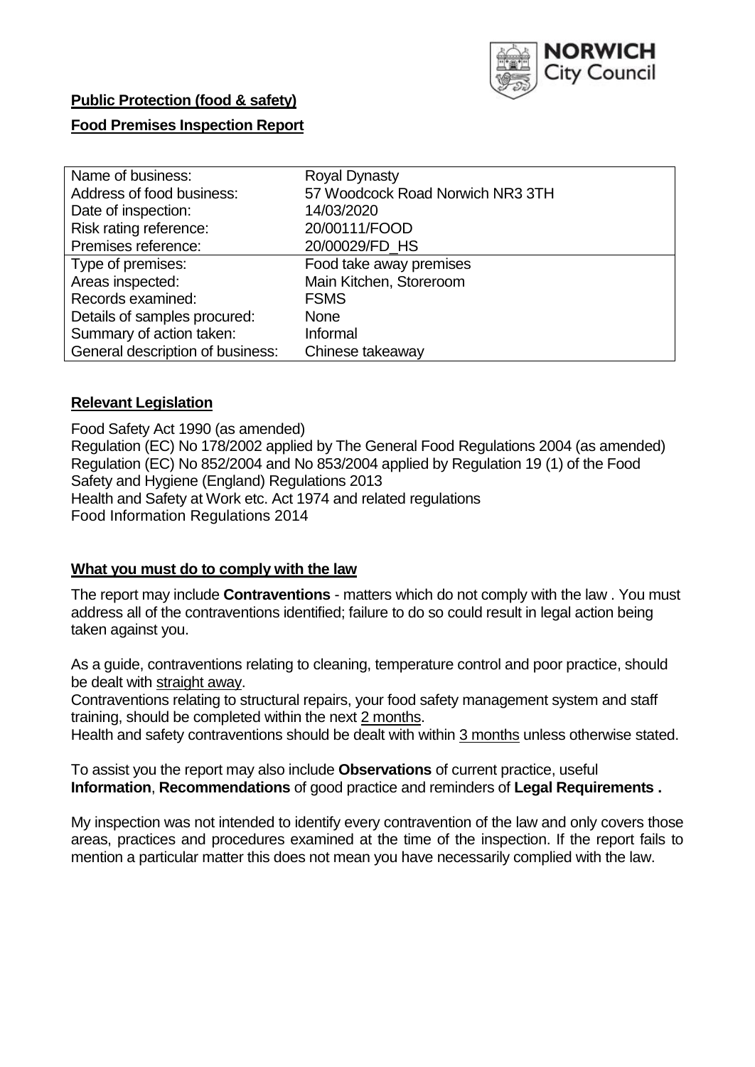NORWICH City Council

**Public Protection (food & safety)**

**Food Premises Inspection Report**

| Name of business: | Royal Dynasty |
|---|---|
| Address of food business: | 57 Woodcock Road Norwich NR3 3TH |
| Date of inspection: | 14/03/2020 |
| Risk rating reference: | 20/00111/FOOD |
| Premises reference: | 20/00029/FD_HS |
| Type of premises: | Food take away premises |
| Areas inspected: | Main Kitchen, Storeroom |
| Records examined: | FSMS |
| Details of samples procured: | None |
| Summary of action taken: | Informal |
| General description of business: | Chinese takeaway |

## Relevant Legislation

Food Safety Act 1990 (as amended)
Regulation (EC) No 178/2002 applied by The General Food Regulations 2004 (as amended)
Regulation (EC) No 852/2004 and No 853/2004 applied by Regulation 19 (1) of the Food Safety and Hygiene (England) Regulations 2013
Health and Safety at Work etc. Act 1974 and related regulations
Food Information Regulations 2014

## What you must do to comply with the law

The report may include **Contraventions** - matters which do not comply with the law . You must address all of the contraventions identified; failure to do so could result in legal action being taken against you.

As a guide, contraventions relating to cleaning, temperature control and poor practice, should be dealt with straight away.

Contraventions relating to structural repairs, your food safety management system and staff training, should be completed within the next 2 months.

Health and safety contraventions should be dealt with within 3 months unless otherwise stated.

To assist you the report may also include **Observations** of current practice, useful **Information**, **Recommendations** of good practice and reminders of **Legal Requirements .**

My inspection was not intended to identify every contravention of the law and only covers those areas, practices and procedures examined at the time of the inspection. If the report fails to mention a particular matter this does not mean you have necessarily complied with the law.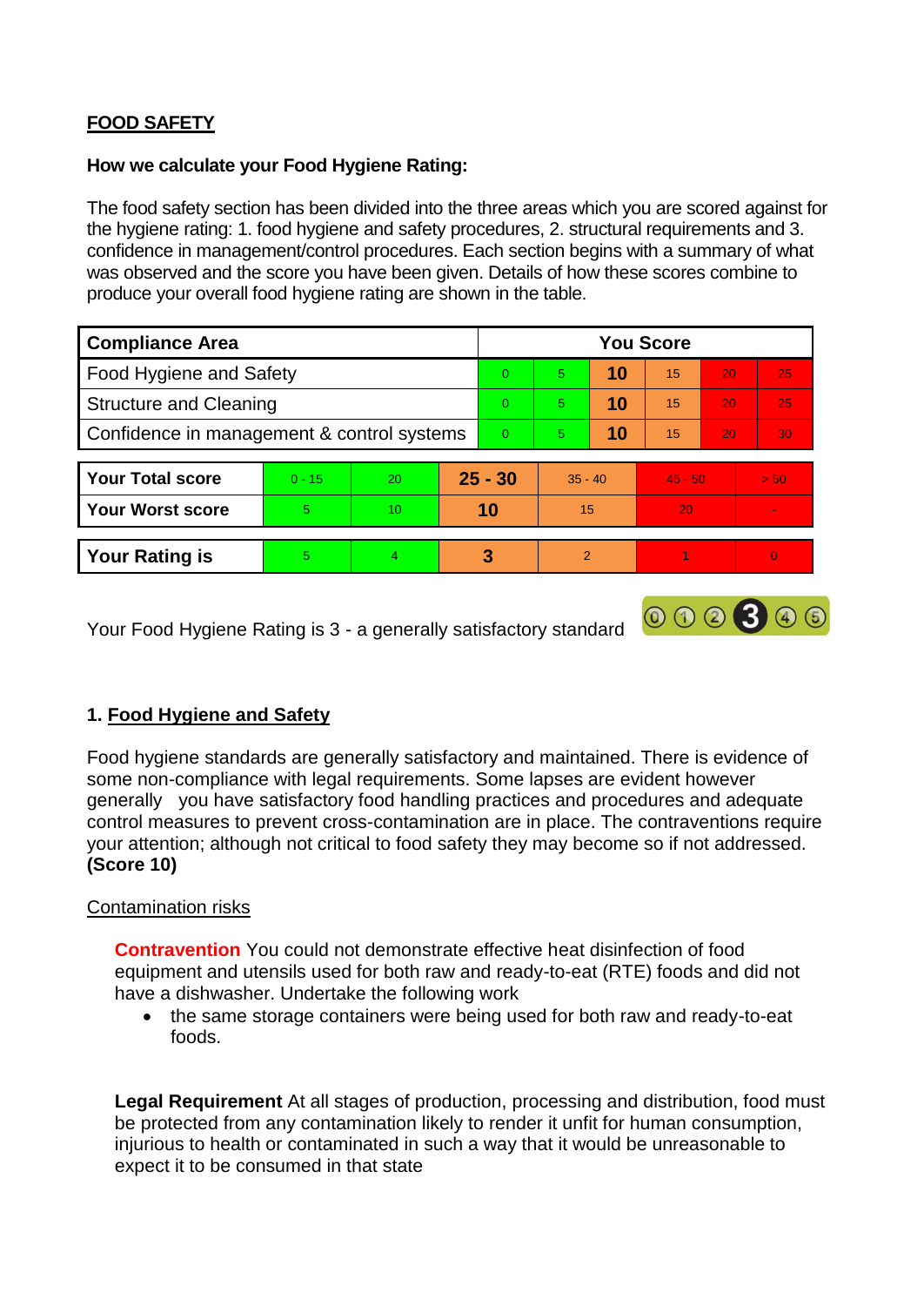**FOOD SAFETY**

**How we calculate your Food Hygiene Rating:**

The food safety section has been divided into the three areas which you are scored against for the hygiene rating: 1. food hygiene and safety procedures, 2. structural requirements and 3. confidence in management/control procedures. Each section begins with a summary of what was observed and the score you have been given. Details of how these scores combine to produce your overall food hygiene rating are shown in the table.

| Compliance Area | You Score | | | | | |
|---|---|---|---|---|---|---|
| Food Hygiene and Safety | 0 | 5 | **10** | 15 | 20 | 25 |
| Structure and Cleaning | 0 | 5 | **10** | 15 | 20 | 25 |
| Confidence in management & control systems | 0 | 5 | **10** | 15 | 20 | 30 |

| | | | | | | |
|---|---|---|---|---|---|---|
| **Your Total score** | 0 - 15 | 20 | **25 - 30** | 35 - 40 | 45 - 50 | > 50 |
| **Your Worst score** | 5 | 10 | **10** | 15 | 20 | - |

| | | | | | | |
|---|---|---|---|---|---|---|
| **Your Rating is** | 5 | 4 | **3** | 2 | 1 | 0 |

Your Food Hygiene Rating is 3 - a generally satisfactory standard

## 1. Food Hygiene and Safety

Food hygiene standards are generally satisfactory and maintained. There is evidence of some non-compliance with legal requirements. Some lapses are evident however generally you have satisfactory food handling practices and procedures and adequate control measures to prevent cross-contamination are in place. The contraventions require your attention; although not critical to food safety they may become so if not addressed. **(Score 10)**

Contamination risks

**Contravention** You could not demonstrate effective heat disinfection of food equipment and utensils used for both raw and ready-to-eat (RTE) foods and did not have a dishwasher. Undertake the following work

- the same storage containers were being used for both raw and ready-to-eat foods.

**Legal Requirement** At all stages of production, processing and distribution, food must be protected from any contamination likely to render it unfit for human consumption, injurious to health or contaminated in such a way that it would be unreasonable to expect it to be consumed in that state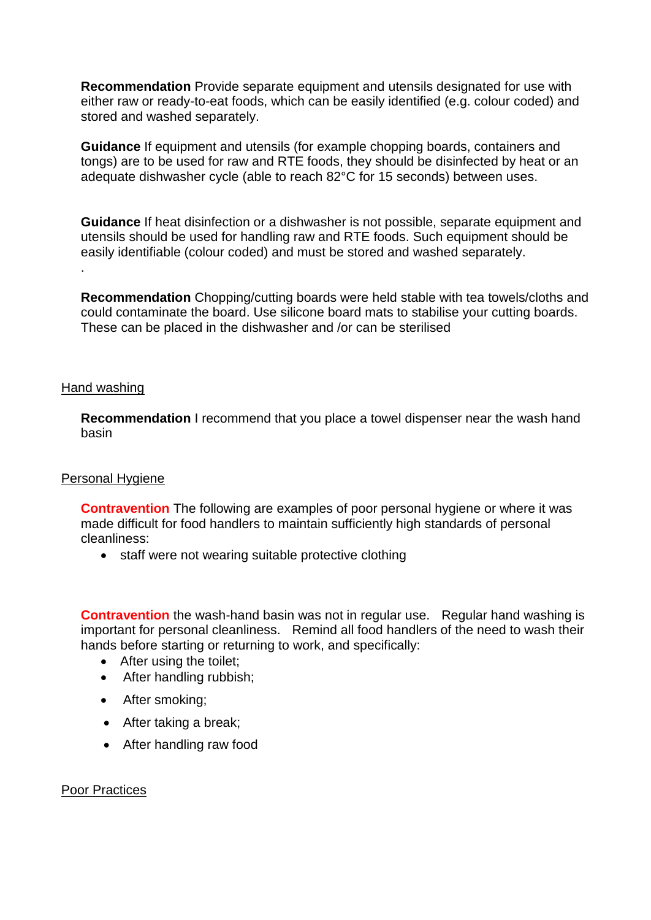**Recommendation** Provide separate equipment and utensils designated for use with either raw or ready-to-eat foods, which can be easily identified (e.g. colour coded) and stored and washed separately.

**Guidance** If equipment and utensils (for example chopping boards, containers and tongs) are to be used for raw and RTE foods, they should be disinfected by heat or an adequate dishwasher cycle (able to reach 82°C for 15 seconds) between uses.

**Guidance** If heat disinfection or a dishwasher is not possible, separate equipment and utensils should be used for handling raw and RTE foods. Such equipment should be easily identifiable (colour coded) and must be stored and washed separately.

.

**Recommendation** Chopping/cutting boards were held stable with tea towels/cloths and could contaminate the board. Use silicone board mats to stabilise your cutting boards. These can be placed in the dishwasher and /or can be sterilised

Hand washing

**Recommendation** I recommend that you place a towel dispenser near the wash hand basin

Personal Hygiene

**Contravention** The following are examples of poor personal hygiene or where it was made difficult for food handlers to maintain sufficiently high standards of personal cleanliness:

- staff were not wearing suitable protective clothing

**Contravention** the wash-hand basin was not in regular use. Regular hand washing is important for personal cleanliness. Remind all food handlers of the need to wash their hands before starting or returning to work, and specifically:

- After using the toilet;
- After handling rubbish;
- After smoking;
- After taking a break;
- After handling raw food

Poor Practices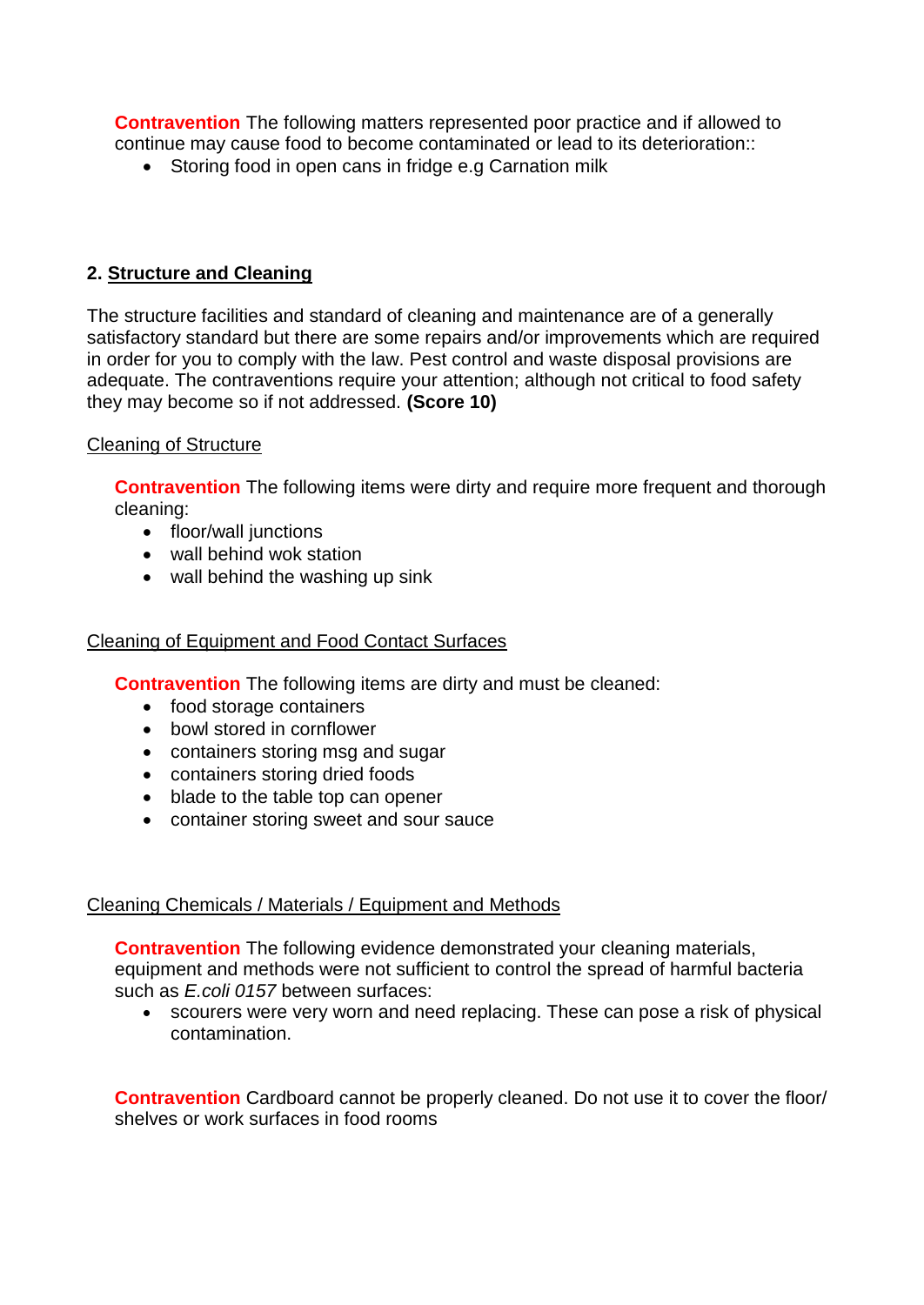**Contravention** The following matters represented poor practice and if allowed to continue may cause food to become contaminated or lead to its deterioration::

- Storing food in open cans in fridge e.g Carnation milk

## 2. Structure and Cleaning

The structure facilities and standard of cleaning and maintenance are of a generally satisfactory standard but there are some repairs and/or improvements which are required in order for you to comply with the law. Pest control and waste disposal provisions are adequate. The contraventions require your attention; although not critical to food safety they may become so if not addressed. **(Score 10)**

### Cleaning of Structure

**Contravention** The following items were dirty and require more frequent and thorough cleaning:

- floor/wall junctions
- wall behind wok station
- wall behind the washing up sink

### Cleaning of Equipment and Food Contact Surfaces

**Contravention** The following items are dirty and must be cleaned:

- food storage containers
- bowl stored in cornflower
- containers storing msg and sugar
- containers storing dried foods
- blade to the table top can opener
- container storing sweet and sour sauce

### Cleaning Chemicals / Materials / Equipment and Methods

**Contravention** The following evidence demonstrated your cleaning materials, equipment and methods were not sufficient to control the spread of harmful bacteria such as *E.coli 0157* between surfaces:

- scourers were very worn and need replacing. These can pose a risk of physical contamination.

**Contravention** Cardboard cannot be properly cleaned. Do not use it to cover the floor/ shelves or work surfaces in food rooms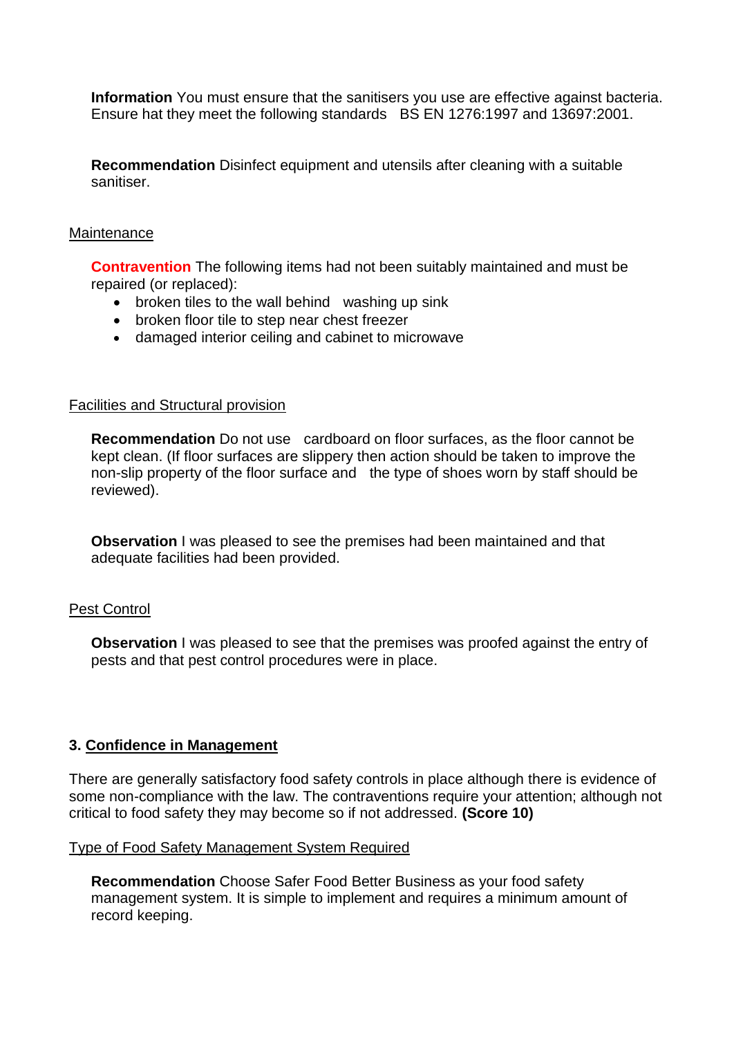**Information** You must ensure that the sanitisers you use are effective against bacteria. Ensure hat they meet the following standards BS EN 1276:1997 and 13697:2001.

**Recommendation** Disinfect equipment and utensils after cleaning with a suitable sanitiser.

Maintenance

**Contravention** The following items had not been suitably maintained and must be repaired (or replaced):

- broken tiles to the wall behind washing up sink
- broken floor tile to step near chest freezer
- damaged interior ceiling and cabinet to microwave

Facilities and Structural provision

**Recommendation** Do not use cardboard on floor surfaces, as the floor cannot be kept clean. (If floor surfaces are slippery then action should be taken to improve the non-slip property of the floor surface and the type of shoes worn by staff should be reviewed).

**Observation** I was pleased to see the premises had been maintained and that adequate facilities had been provided.

Pest Control

**Observation** I was pleased to see that the premises was proofed against the entry of pests and that pest control procedures were in place.

## 3. Confidence in Management

There are generally satisfactory food safety controls in place although there is evidence of some non-compliance with the law. The contraventions require your attention; although not critical to food safety they may become so if not addressed. **(Score 10)**

Type of Food Safety Management System Required

**Recommendation** Choose Safer Food Better Business as your food safety management system. It is simple to implement and requires a minimum amount of record keeping.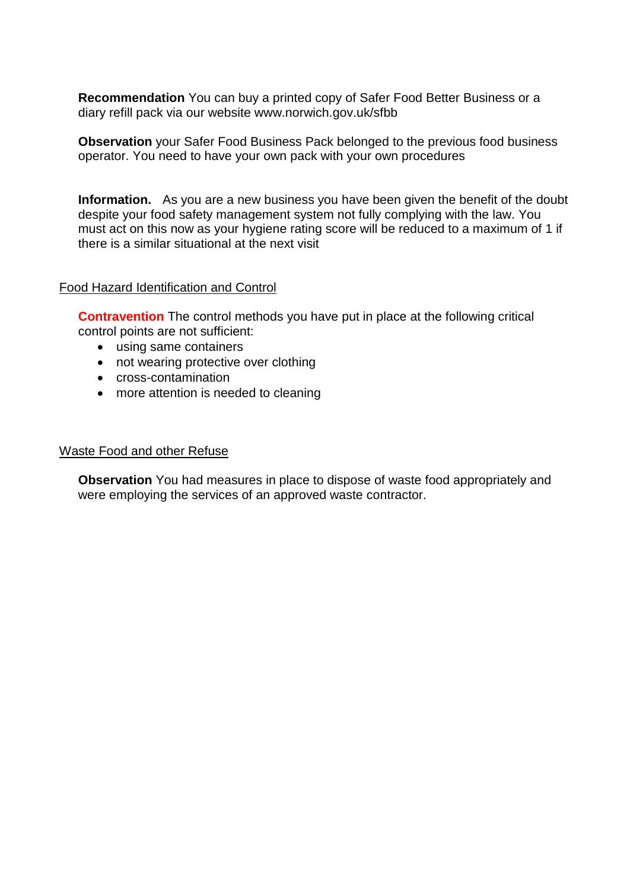**Recommendation** You can buy a printed copy of Safer Food Better Business or a diary refill pack via our website www.norwich.gov.uk/sfbb

**Observation** your Safer Food Business Pack belonged to the previous food business operator. You need to have your own pack with your own procedures

**Information.** As you are a new business you have been given the benefit of the doubt despite your food safety management system not fully complying with the law. You must act on this now as your hygiene rating score will be reduced to a maximum of 1 if there is a similar situational at the next visit

Food Hazard Identification and Control

**Contravention** The control methods you have put in place at the following critical control points are not sufficient:

- using same containers
- not wearing protective over clothing
- cross-contamination
- more attention is needed to cleaning

Waste Food and other Refuse

**Observation** You had measures in place to dispose of waste food appropriately and were employing the services of an approved waste contractor.